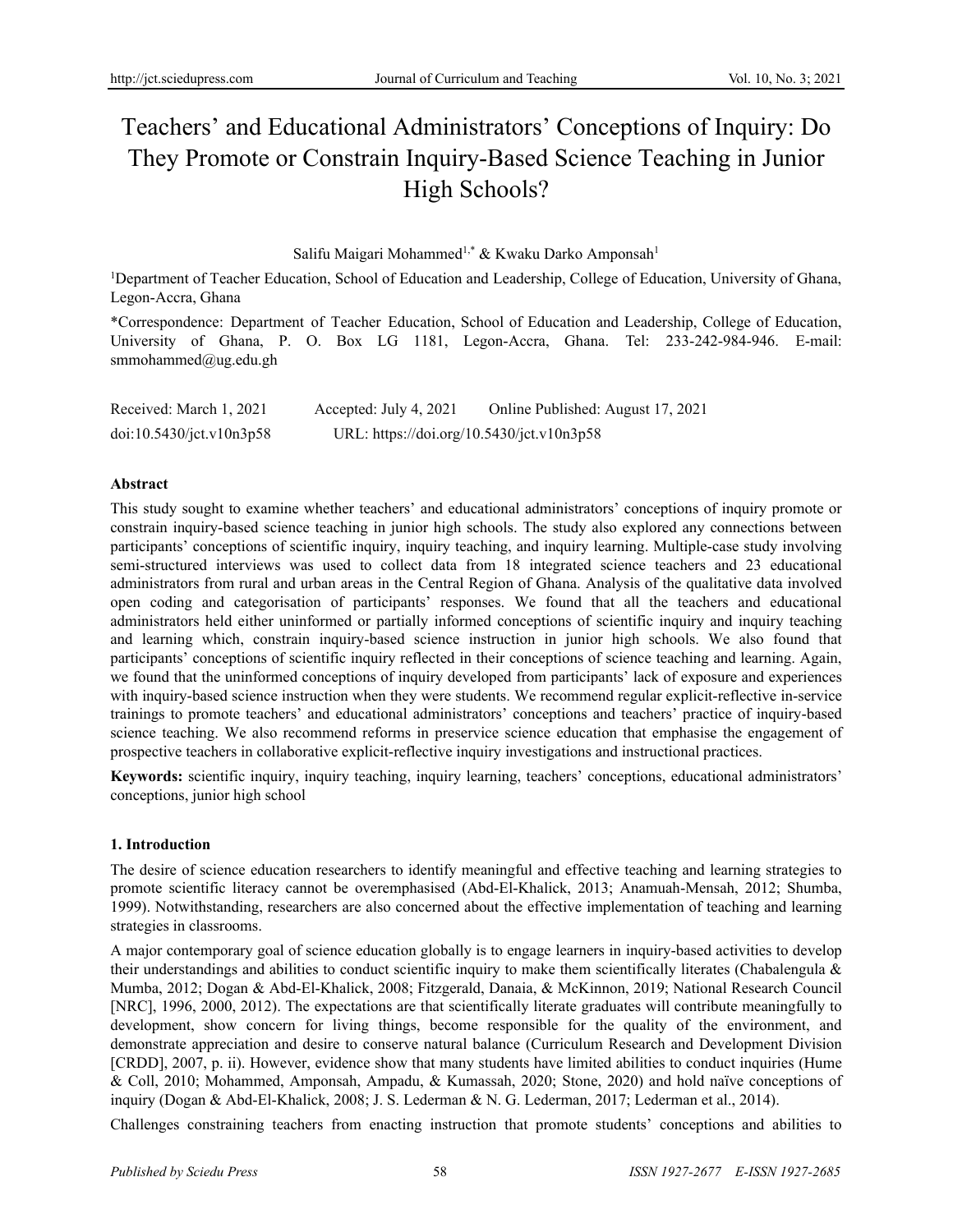# Teachers' and Educational Administrators' Conceptions of Inquiry: Do They Promote or Constrain Inquiry-Based Science Teaching in Junior High Schools?

Salifu Maigari Mohammed[1,*] & Kwaku Darko Amponsah[1]

[1]Department of Teacher Education, School of Education and Leadership, College of Education, University of Ghana, Legon-Accra, Ghana

*Correspondence: Department of Teacher Education, School of Education and Leadership, College of Education, University of Ghana, P. O. Box LG 1181, Legon-Accra, Ghana. Tel: 233-242-984-946. E-mail: smmohammed@ug.edu.gh

Received: March 1, 2021 Accepted: July 4, 2021 Online Published: August 17, 2021

doi:10.5430/jct.v10n3p58 URL: https://doi.org/10.5430/jct.v10n3p58

**Abstract**

This study sought to examine whether teachers' and educational administrators' conceptions of inquiry promote or constrain inquiry-based science teaching in junior high schools. The study also explored any connections between participants' conceptions of scientific inquiry, inquiry teaching, and inquiry learning. Multiple-case study involving semi-structured interviews was used to collect data from 18 integrated science teachers and 23 educational administrators from rural and urban areas in the Central Region of Ghana. Analysis of the qualitative data involved open coding and categorisation of participants' responses. We found that all the teachers and educational administrators held either uninformed or partially informed conceptions of scientific inquiry and inquiry teaching and learning which, constrain inquiry-based science instruction in junior high schools. We also found that participants' conceptions of scientific inquiry reflected in their conceptions of science teaching and learning. Again, we found that the uninformed conceptions of inquiry developed from participants' lack of exposure and experiences with inquiry-based science instruction when they were students. We recommend regular explicit-reflective in-service trainings to promote teachers' and educational administrators' conceptions and teachers' practice of inquiry-based science teaching. We also recommend reforms in preservice science education that emphasise the engagement of prospective teachers in collaborative explicit-reflective inquiry investigations and instructional practices.

**Keywords:** scientific inquiry, inquiry teaching, inquiry learning, teachers' conceptions, educational administrators' conceptions, junior high school

## 1. Introduction

The desire of science education researchers to identify meaningful and effective teaching and learning strategies to promote scientific literacy cannot be overemphasised (Abd-El-Khalick, 2013; Anamuah-Mensah, 2012; Shumba, 1999). Notwithstanding, researchers are also concerned about the effective implementation of teaching and learning strategies in classrooms.

A major contemporary goal of science education globally is to engage learners in inquiry-based activities to develop their understandings and abilities to conduct scientific inquiry to make them scientifically literates (Chabalengula & Mumba, 2012; Dogan & Abd-El-Khalick, 2008; Fitzgerald, Danaia, & McKinnon, 2019; National Research Council [NRC], 1996, 2000, 2012). The expectations are that scientifically literate graduates will contribute meaningfully to development, show concern for living things, become responsible for the quality of the environment, and demonstrate appreciation and desire to conserve natural balance (Curriculum Research and Development Division [CRDD], 2007, p. ii). However, evidence show that many students have limited abilities to conduct inquiries (Hume & Coll, 2010; Mohammed, Amponsah, Ampadu, & Kumassah, 2020; Stone, 2020) and hold naïve conceptions of inquiry (Dogan & Abd-El-Khalick, 2008; J. S. Lederman & N. G. Lederman, 2017; Lederman et al., 2014).

Challenges constraining teachers from enacting instruction that promote students' conceptions and abilities to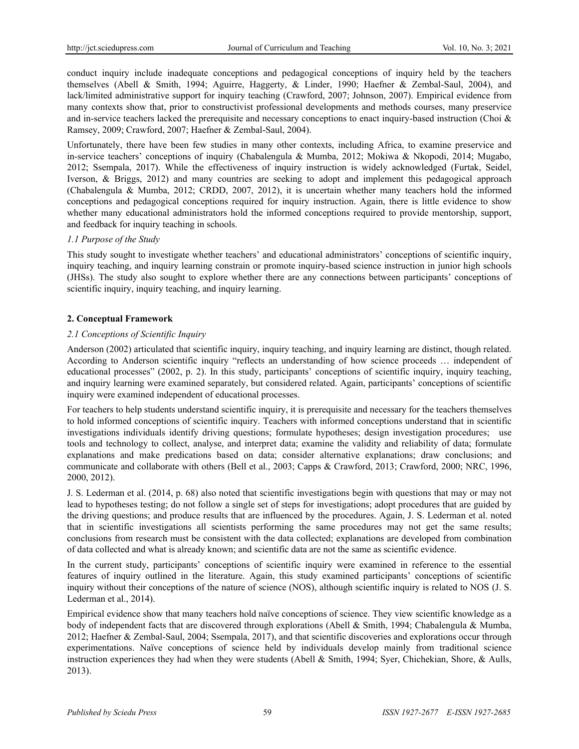conduct inquiry include inadequate conceptions and pedagogical conceptions of inquiry held by the teachers themselves (Abell & Smith, 1994; Aguirre, Haggerty, & Linder, 1990; Haefner & Zembal-Saul, 2004), and lack/limited administrative support for inquiry teaching (Crawford, 2007; Johnson, 2007). Empirical evidence from many contexts show that, prior to constructivist professional developments and methods courses, many preservice and in-service teachers lacked the prerequisite and necessary conceptions to enact inquiry-based instruction (Choi & Ramsey, 2009; Crawford, 2007; Haefner & Zembal-Saul, 2004).

Unfortunately, there have been few studies in many other contexts, including Africa, to examine preservice and in-service teachers' conceptions of inquiry (Chabalengula & Mumba, 2012; Mokiwa & Nkopodi, 2014; Mugabo, 2012; Ssempala, 2017). While the effectiveness of inquiry instruction is widely acknowledged (Furtak, Seidel, Iverson, & Briggs, 2012) and many countries are seeking to adopt and implement this pedagogical approach (Chabalengula & Mumba, 2012; CRDD, 2007, 2012), it is uncertain whether many teachers hold the informed conceptions and pedagogical conceptions required for inquiry instruction. Again, there is little evidence to show whether many educational administrators hold the informed conceptions required to provide mentorship, support, and feedback for inquiry teaching in schools.

### *1.1 Purpose of the Study*

This study sought to investigate whether teachers' and educational administrators' conceptions of scientific inquiry, inquiry teaching, and inquiry learning constrain or promote inquiry-based science instruction in junior high schools (JHSs). The study also sought to explore whether there are any connections between participants' conceptions of scientific inquiry, inquiry teaching, and inquiry learning.

## **2. Conceptual Framework**

### *2.1 Conceptions of Scientific Inquiry*

Anderson (2002) articulated that scientific inquiry, inquiry teaching, and inquiry learning are distinct, though related. According to Anderson scientific inquiry "reflects an understanding of how science proceeds … independent of educational processes" (2002, p. 2). In this study, participants' conceptions of scientific inquiry, inquiry teaching, and inquiry learning were examined separately, but considered related. Again, participants' conceptions of scientific inquiry were examined independent of educational processes.

For teachers to help students understand scientific inquiry, it is prerequisite and necessary for the teachers themselves to hold informed conceptions of scientific inquiry. Teachers with informed conceptions understand that in scientific investigations individuals identify driving questions; formulate hypotheses; design investigation procedures; use tools and technology to collect, analyse, and interpret data; examine the validity and reliability of data; formulate explanations and make predications based on data; consider alternative explanations; draw conclusions; and communicate and collaborate with others (Bell et al., 2003; Capps & Crawford, 2013; Crawford, 2000; NRC, 1996, 2000, 2012).

J. S. Lederman et al. (2014, p. 68) also noted that scientific investigations begin with questions that may or may not lead to hypotheses testing; do not follow a single set of steps for investigations; adopt procedures that are guided by the driving questions; and produce results that are influenced by the procedures. Again, J. S. Lederman et al. noted that in scientific investigations all scientists performing the same procedures may not get the same results; conclusions from research must be consistent with the data collected; explanations are developed from combination of data collected and what is already known; and scientific data are not the same as scientific evidence.

In the current study, participants' conceptions of scientific inquiry were examined in reference to the essential features of inquiry outlined in the literature. Again, this study examined participants' conceptions of scientific inquiry without their conceptions of the nature of science (NOS), although scientific inquiry is related to NOS (J. S. Lederman et al., 2014).

Empirical evidence show that many teachers hold naïve conceptions of science. They view scientific knowledge as a body of independent facts that are discovered through explorations (Abell & Smith, 1994; Chabalengula & Mumba, 2012; Haefner & Zembal-Saul, 2004; Ssempala, 2017), and that scientific discoveries and explorations occur through experimentations. Naïve conceptions of science held by individuals develop mainly from traditional science instruction experiences they had when they were students (Abell & Smith, 1994; Syer, Chichekian, Shore, & Aulls, 2013).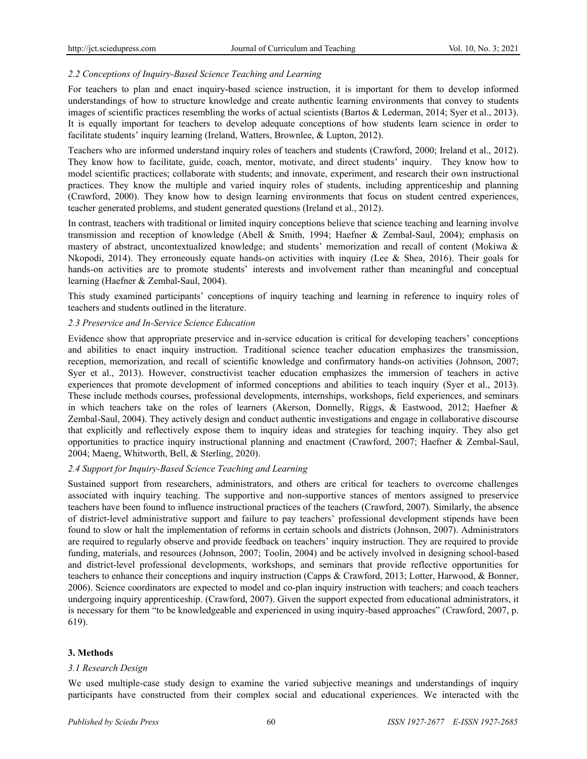### *2.2 Conceptions of Inquiry-Based Science Teaching and Learning*

For teachers to plan and enact inquiry-based science instruction, it is important for them to develop informed understandings of how to structure knowledge and create authentic learning environments that convey to students images of scientific practices resembling the works of actual scientists (Bartos & Lederman, 2014; Syer et al., 2013). It is equally important for teachers to develop adequate conceptions of how students learn science in order to facilitate students' inquiry learning (Ireland, Watters, Brownlee, & Lupton, 2012).

Teachers who are informed understand inquiry roles of teachers and students (Crawford, 2000; Ireland et al., 2012). They know how to facilitate, guide, coach, mentor, motivate, and direct students' inquiry. They know how to model scientific practices; collaborate with students; and innovate, experiment, and research their own instructional practices. They know the multiple and varied inquiry roles of students, including apprenticeship and planning (Crawford, 2000). They know how to design learning environments that focus on student centred experiences, teacher generated problems, and student generated questions (Ireland et al., 2012).

In contrast, teachers with traditional or limited inquiry conceptions believe that science teaching and learning involve transmission and reception of knowledge (Abell & Smith, 1994; Haefner & Zembal-Saul, 2004); emphasis on mastery of abstract, uncontextualized knowledge; and students' memorization and recall of content (Mokiwa & Nkopodi, 2014). They erroneously equate hands-on activities with inquiry (Lee & Shea, 2016). Their goals for hands-on activities are to promote students' interests and involvement rather than meaningful and conceptual learning (Haefner & Zembal-Saul, 2004).

This study examined participants' conceptions of inquiry teaching and learning in reference to inquiry roles of teachers and students outlined in the literature.

### *2.3 Preservice and In-Service Science Education*

Evidence show that appropriate preservice and in-service education is critical for developing teachers' conceptions and abilities to enact inquiry instruction. Traditional science teacher education emphasizes the transmission, reception, memorization, and recall of scientific knowledge and confirmatory hands-on activities (Johnson, 2007; Syer et al., 2013). However, constructivist teacher education emphasizes the immersion of teachers in active experiences that promote development of informed conceptions and abilities to teach inquiry (Syer et al., 2013). These include methods courses, professional developments, internships, workshops, field experiences, and seminars in which teachers take on the roles of learners (Akerson, Donnelly, Riggs, & Eastwood, 2012; Haefner & Zembal-Saul, 2004). They actively design and conduct authentic investigations and engage in collaborative discourse that explicitly and reflectively expose them to inquiry ideas and strategies for teaching inquiry. They also get opportunities to practice inquiry instructional planning and enactment (Crawford, 2007; Haefner & Zembal-Saul, 2004; Maeng, Whitworth, Bell, & Sterling, 2020).

### *2.4 Support for Inquiry-Based Science Teaching and Learning*

Sustained support from researchers, administrators, and others are critical for teachers to overcome challenges associated with inquiry teaching. The supportive and non-supportive stances of mentors assigned to preservice teachers have been found to influence instructional practices of the teachers (Crawford, 2007). Similarly, the absence of district-level administrative support and failure to pay teachers' professional development stipends have been found to slow or halt the implementation of reforms in certain schools and districts (Johnson, 2007). Administrators are required to regularly observe and provide feedback on teachers' inquiry instruction. They are required to provide funding, materials, and resources (Johnson, 2007; Toolin, 2004) and be actively involved in designing school-based and district-level professional developments, workshops, and seminars that provide reflective opportunities for teachers to enhance their conceptions and inquiry instruction (Capps & Crawford, 2013; Lotter, Harwood, & Bonner, 2006). Science coordinators are expected to model and co-plan inquiry instruction with teachers; and coach teachers undergoing inquiry apprenticeship. (Crawford, 2007). Given the support expected from educational administrators, it is necessary for them "to be knowledgeable and experienced in using inquiry-based approaches" (Crawford, 2007, p. 619).

## 3. Methods

### *3.1 Research Design*

We used multiple-case study design to examine the varied subjective meanings and understandings of inquiry participants have constructed from their complex social and educational experiences. We interacted with the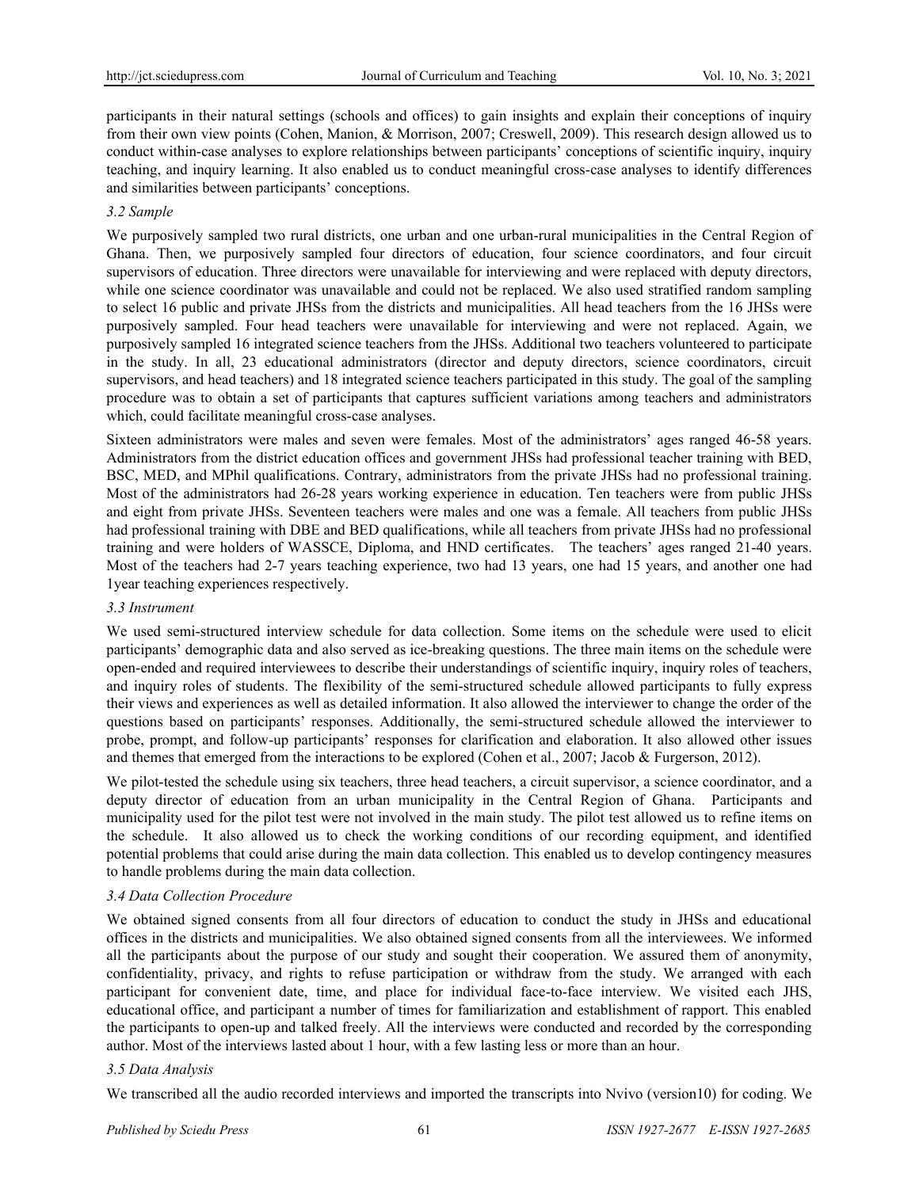participants in their natural settings (schools and offices) to gain insights and explain their conceptions of inquiry from their own view points (Cohen, Manion, & Morrison, 2007; Creswell, 2009). This research design allowed us to conduct within-case analyses to explore relationships between participants' conceptions of scientific inquiry, inquiry teaching, and inquiry learning. It also enabled us to conduct meaningful cross-case analyses to identify differences and similarities between participants' conceptions.

### *3.2 Sample*

We purposively sampled two rural districts, one urban and one urban-rural municipalities in the Central Region of Ghana. Then, we purposively sampled four directors of education, four science coordinators, and four circuit supervisors of education. Three directors were unavailable for interviewing and were replaced with deputy directors, while one science coordinator was unavailable and could not be replaced. We also used stratified random sampling to select 16 public and private JHSs from the districts and municipalities. All head teachers from the 16 JHSs were purposively sampled. Four head teachers were unavailable for interviewing and were not replaced. Again, we purposively sampled 16 integrated science teachers from the JHSs. Additional two teachers volunteered to participate in the study. In all, 23 educational administrators (director and deputy directors, science coordinators, circuit supervisors, and head teachers) and 18 integrated science teachers participated in this study. The goal of the sampling procedure was to obtain a set of participants that captures sufficient variations among teachers and administrators which, could facilitate meaningful cross-case analyses.

Sixteen administrators were males and seven were females. Most of the administrators' ages ranged 46-58 years. Administrators from the district education offices and government JHSs had professional teacher training with BED, BSC, MED, and MPhil qualifications. Contrary, administrators from the private JHSs had no professional training. Most of the administrators had 26-28 years working experience in education. Ten teachers were from public JHSs and eight from private JHSs. Seventeen teachers were males and one was a female. All teachers from public JHSs had professional training with DBE and BED qualifications, while all teachers from private JHSs had no professional training and were holders of WASSCE, Diploma, and HND certificates. The teachers' ages ranged 21-40 years. Most of the teachers had 2-7 years teaching experience, two had 13 years, one had 15 years, and another one had 1year teaching experiences respectively.

### *3.3 Instrument*

We used semi-structured interview schedule for data collection. Some items on the schedule were used to elicit participants' demographic data and also served as ice-breaking questions. The three main items on the schedule were open-ended and required interviewees to describe their understandings of scientific inquiry, inquiry roles of teachers, and inquiry roles of students. The flexibility of the semi-structured schedule allowed participants to fully express their views and experiences as well as detailed information. It also allowed the interviewer to change the order of the questions based on participants' responses. Additionally, the semi-structured schedule allowed the interviewer to probe, prompt, and follow-up participants' responses for clarification and elaboration. It also allowed other issues and themes that emerged from the interactions to be explored (Cohen et al., 2007; Jacob & Furgerson, 2012).

We pilot-tested the schedule using six teachers, three head teachers, a circuit supervisor, a science coordinator, and a deputy director of education from an urban municipality in the Central Region of Ghana. Participants and municipality used for the pilot test were not involved in the main study. The pilot test allowed us to refine items on the schedule. It also allowed us to check the working conditions of our recording equipment, and identified potential problems that could arise during the main data collection. This enabled us to develop contingency measures to handle problems during the main data collection.

### *3.4 Data Collection Procedure*

We obtained signed consents from all four directors of education to conduct the study in JHSs and educational offices in the districts and municipalities. We also obtained signed consents from all the interviewees. We informed all the participants about the purpose of our study and sought their cooperation. We assured them of anonymity, confidentiality, privacy, and rights to refuse participation or withdraw from the study. We arranged with each participant for convenient date, time, and place for individual face-to-face interview. We visited each JHS, educational office, and participant a number of times for familiarization and establishment of rapport. This enabled the participants to open-up and talked freely. All the interviews were conducted and recorded by the corresponding author. Most of the interviews lasted about 1 hour, with a few lasting less or more than an hour.

### *3.5 Data Analysis*

We transcribed all the audio recorded interviews and imported the transcripts into Nvivo (version10) for coding. We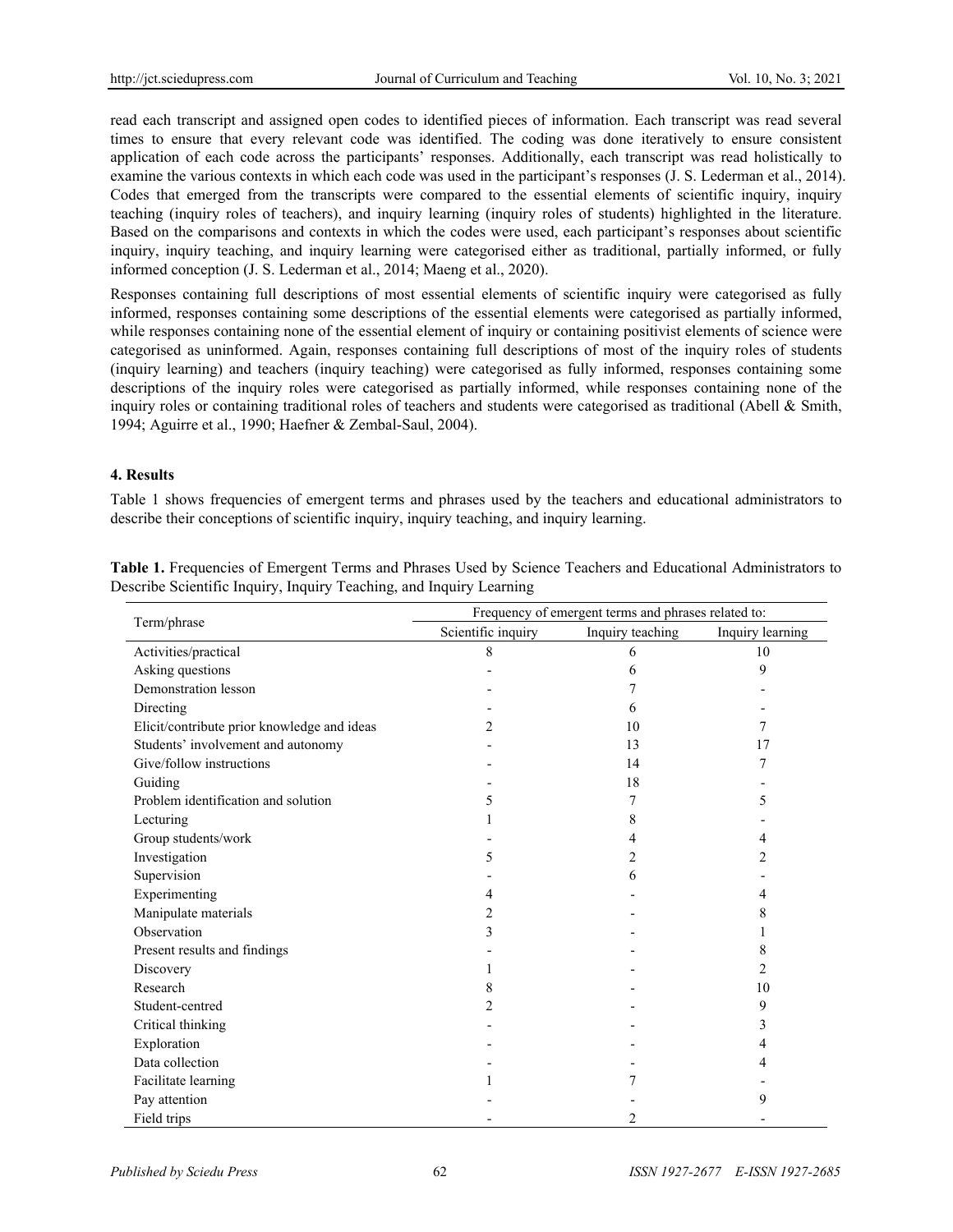read each transcript and assigned open codes to identified pieces of information. Each transcript was read several times to ensure that every relevant code was identified. The coding was done iteratively to ensure consistent application of each code across the participants' responses. Additionally, each transcript was read holistically to examine the various contexts in which each code was used in the participant's responses (J. S. Lederman et al., 2014). Codes that emerged from the transcripts were compared to the essential elements of scientific inquiry, inquiry teaching (inquiry roles of teachers), and inquiry learning (inquiry roles of students) highlighted in the literature. Based on the comparisons and contexts in which the codes were used, each participant's responses about scientific inquiry, inquiry teaching, and inquiry learning were categorised either as traditional, partially informed, or fully informed conception (J. S. Lederman et al., 2014; Maeng et al., 2020).

Responses containing full descriptions of most essential elements of scientific inquiry were categorised as fully informed, responses containing some descriptions of the essential elements were categorised as partially informed, while responses containing none of the essential element of inquiry or containing positivist elements of science were categorised as uninformed. Again, responses containing full descriptions of most of the inquiry roles of students (inquiry learning) and teachers (inquiry teaching) were categorised as fully informed, responses containing some descriptions of the inquiry roles were categorised as partially informed, while responses containing none of the inquiry roles or containing traditional roles of teachers and students were categorised as traditional (Abell & Smith, 1994; Aguirre et al., 1990; Haefner & Zembal-Saul, 2004).

## 4. Results

Table 1 shows frequencies of emergent terms and phrases used by the teachers and educational administrators to describe their conceptions of scientific inquiry, inquiry teaching, and inquiry learning.

**Table 1.** Frequencies of Emergent Terms and Phrases Used by Science Teachers and Educational Administrators to Describe Scientific Inquiry, Inquiry Teaching, and Inquiry Learning

| Term/phrase | Frequency of emergent terms and phrases related to: | | |
|---|---|---|---|
| | Scientific inquiry | Inquiry teaching | Inquiry learning |
| Activities/practical | 8 | 6 | 10 |
| Asking questions | - | 6 | 9 |
| Demonstration lesson | - | 7 | - |
| Directing | - | 6 | - |
| Elicit/contribute prior knowledge and ideas | 2 | 10 | 7 |
| Students' involvement and autonomy | - | 13 | 17 |
| Give/follow instructions | - | 14 | 7 |
| Guiding | - | 18 | - |
| Problem identification and solution | 5 | 7 | 5 |
| Lecturing | 1 | 8 | - |
| Group students/work | - | 4 | 4 |
| Investigation | 5 | 2 | 2 |
| Supervision | - | 6 | - |
| Experimenting | 4 | - | 4 |
| Manipulate materials | 2 | - | 8 |
| Observation | 3 | - | 1 |
| Present results and findings | - | - | 8 |
| Discovery | 1 | - | 2 |
| Research | 8 | - | 10 |
| Student-centred | 2 | - | 9 |
| Critical thinking | - | - | 3 |
| Exploration | - | - | 4 |
| Data collection | - | - | 4 |
| Facilitate learning | 1 | 7 | - |
| Pay attention | - | - | 9 |
| Field trips | - | 2 | - |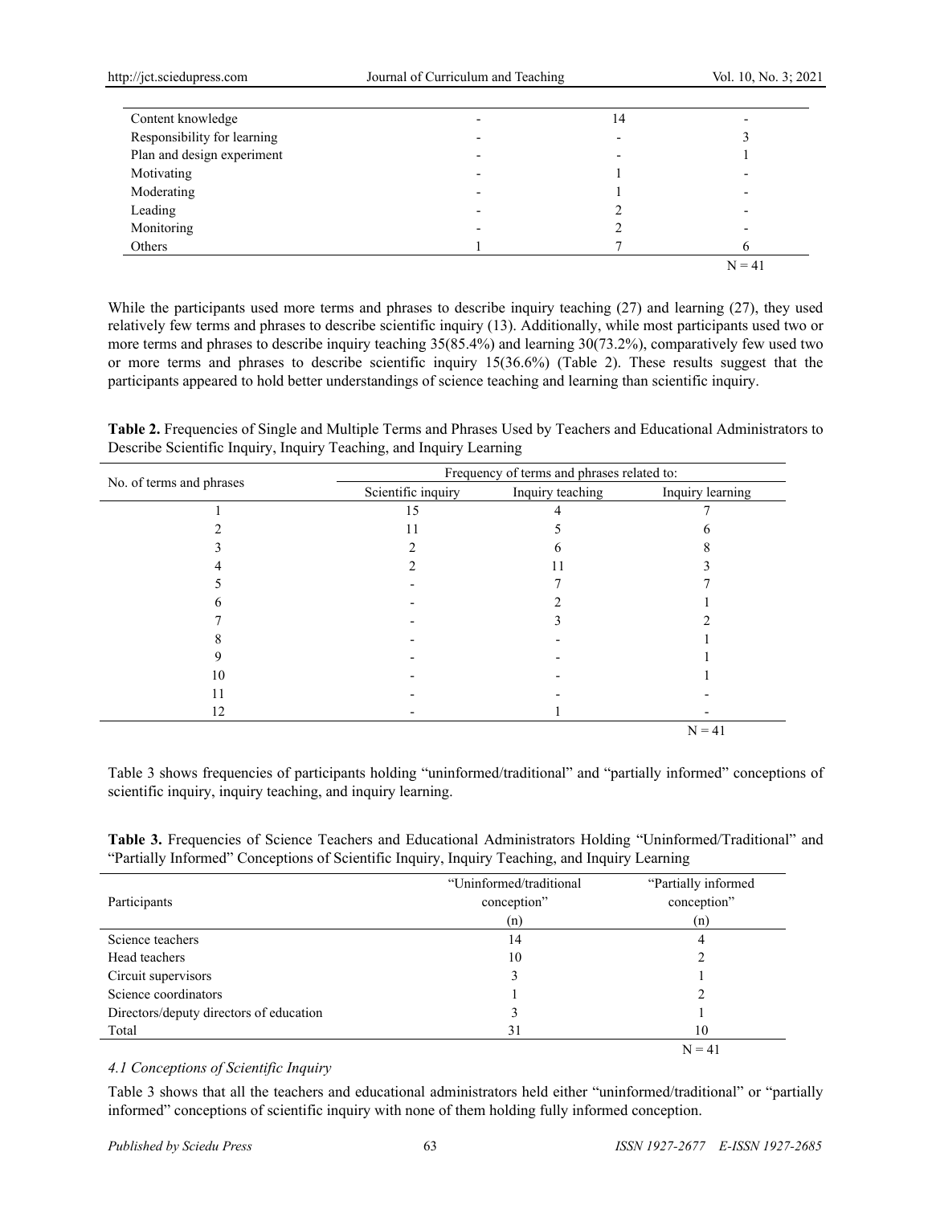| | | | |
|---|---|---|---|
| Content knowledge | - | 14 | - |
| Responsibility for learning | - | - | 3 |
| Plan and design experiment | - | - | 1 |
| Motivating | - | 1 | - |
| Moderating | - | 1 | - |
| Leading | - | 2 | - |
| Monitoring | - | 2 | - |
| Others | 1 | 7 | 6 |
| | | | N = 41 |

While the participants used more terms and phrases to describe inquiry teaching (27) and learning (27), they used relatively few terms and phrases to describe scientific inquiry (13). Additionally, while most participants used two or more terms and phrases to describe inquiry teaching 35(85.4%) and learning 30(73.2%), comparatively few used two or more terms and phrases to describe scientific inquiry 15(36.6%) (Table 2). These results suggest that the participants appeared to hold better understandings of science teaching and learning than scientific inquiry.

**Table 2.** Frequencies of Single and Multiple Terms and Phrases Used by Teachers and Educational Administrators to Describe Scientific Inquiry, Inquiry Teaching, and Inquiry Learning

| No. of terms and phrases | Frequency of terms and phrases related to: | | |
|---|---|---|---|
| | Scientific inquiry | Inquiry teaching | Inquiry learning |
| 1 | 15 | 4 | 7 |
| 2 | 11 | 5 | 6 |
| 3 | 2 | 6 | 8 |
| 4 | 2 | 11 | 3 |
| 5 | - | 7 | 7 |
| 6 | - | 2 | 1 |
| 7 | - | 3 | 2 |
| 8 | - | - | 1 |
| 9 | - | - | 1 |
| 10 | - | - | 1 |
| 11 | - | - | - |
| 12 | - | 1 | - |
| | | | N = 41 |

Table 3 shows frequencies of participants holding "uninformed/traditional" and "partially informed" conceptions of scientific inquiry, inquiry teaching, and inquiry learning.

**Table 3.** Frequencies of Science Teachers and Educational Administrators Holding "Uninformed/Traditional" and "Partially Informed" Conceptions of Scientific Inquiry, Inquiry Teaching, and Inquiry Learning

| Participants | "Uninformed/traditional conception" (n) | "Partially informed conception" (n) |
|---|---|---|
| Science teachers | 14 | 4 |
| Head teachers | 10 | 2 |
| Circuit supervisors | 3 | 1 |
| Science coordinators | 1 | 2 |
| Directors/deputy directors of education | 3 | 1 |
| Total | 31 | 10 |
| | | N = 41 |

### *4.1 Conceptions of Scientific Inquiry*

Table 3 shows that all the teachers and educational administrators held either "uninformed/traditional" or "partially informed" conceptions of scientific inquiry with none of them holding fully informed conception.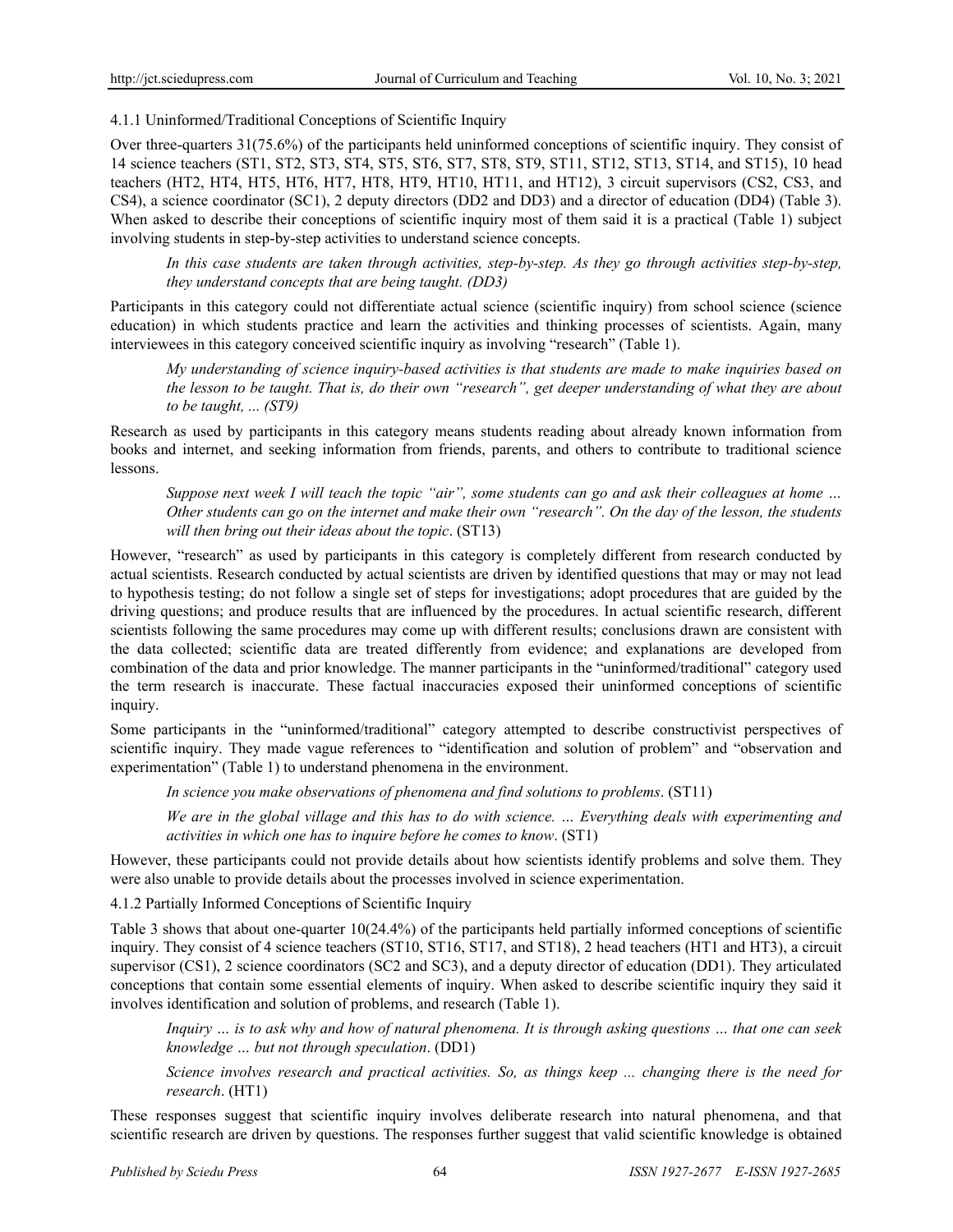#### 4.1.1 Uninformed/Traditional Conceptions of Scientific Inquiry

Over three-quarters 31(75.6%) of the participants held uninformed conceptions of scientific inquiry. They consist of 14 science teachers (ST1, ST2, ST3, ST4, ST5, ST6, ST7, ST8, ST9, ST11, ST12, ST13, ST14, and ST15), 10 head teachers (HT2, HT4, HT5, HT6, HT7, HT8, HT9, HT10, HT11, and HT12), 3 circuit supervisors (CS2, CS3, and CS4), a science coordinator (SC1), 2 deputy directors (DD2 and DD3) and a director of education (DD4) (Table 3). When asked to describe their conceptions of scientific inquiry most of them said it is a practical (Table 1) subject involving students in step-by-step activities to understand science concepts.

> *In this case students are taken through activities, step-by-step. As they go through activities step-by-step, they understand concepts that are being taught. (DD3)*

Participants in this category could not differentiate actual science (scientific inquiry) from school science (science education) in which students practice and learn the activities and thinking processes of scientists. Again, many interviewees in this category conceived scientific inquiry as involving "research" (Table 1).

> *My understanding of science inquiry-based activities is that students are made to make inquiries based on the lesson to be taught. That is, do their own "research", get deeper understanding of what they are about to be taught, ... (ST9)*

Research as used by participants in this category means students reading about already known information from books and internet, and seeking information from friends, parents, and others to contribute to traditional science lessons.

> *Suppose next week I will teach the topic "air", some students can go and ask their colleagues at home … Other students can go on the internet and make their own "research". On the day of the lesson, the students will then bring out their ideas about the topic*. (ST13)

However, "research" as used by participants in this category is completely different from research conducted by actual scientists. Research conducted by actual scientists are driven by identified questions that may or may not lead to hypothesis testing; do not follow a single set of steps for investigations; adopt procedures that are guided by the driving questions; and produce results that are influenced by the procedures. In actual scientific research, different scientists following the same procedures may come up with different results; conclusions drawn are consistent with the data collected; scientific data are treated differently from evidence; and explanations are developed from combination of the data and prior knowledge. The manner participants in the "uninformed/traditional" category used the term research is inaccurate. These factual inaccuracies exposed their uninformed conceptions of scientific inquiry.

Some participants in the "uninformed/traditional" category attempted to describe constructivist perspectives of scientific inquiry. They made vague references to "identification and solution of problem" and "observation and experimentation" (Table 1) to understand phenomena in the environment.

> *In science you make observations of phenomena and find solutions to problems*. (ST11)
>
> *We are in the global village and this has to do with science. … Everything deals with experimenting and activities in which one has to inquire before he comes to know*. (ST1)

However, these participants could not provide details about how scientists identify problems and solve them. They were also unable to provide details about the processes involved in science experimentation.

#### 4.1.2 Partially Informed Conceptions of Scientific Inquiry

Table 3 shows that about one-quarter 10(24.4%) of the participants held partially informed conceptions of scientific inquiry. They consist of 4 science teachers (ST10, ST16, ST17, and ST18), 2 head teachers (HT1 and HT3), a circuit supervisor (CS1), 2 science coordinators (SC2 and SC3), and a deputy director of education (DD1). They articulated conceptions that contain some essential elements of inquiry. When asked to describe scientific inquiry they said it involves identification and solution of problems, and research (Table 1).

> *Inquiry … is to ask why and how of natural phenomena. It is through asking questions … that one can seek knowledge … but not through speculation*. (DD1)
>
> *Science involves research and practical activities. So, as things keep ... changing there is the need for research*. (HT1)

These responses suggest that scientific inquiry involves deliberate research into natural phenomena, and that scientific research are driven by questions. The responses further suggest that valid scientific knowledge is obtained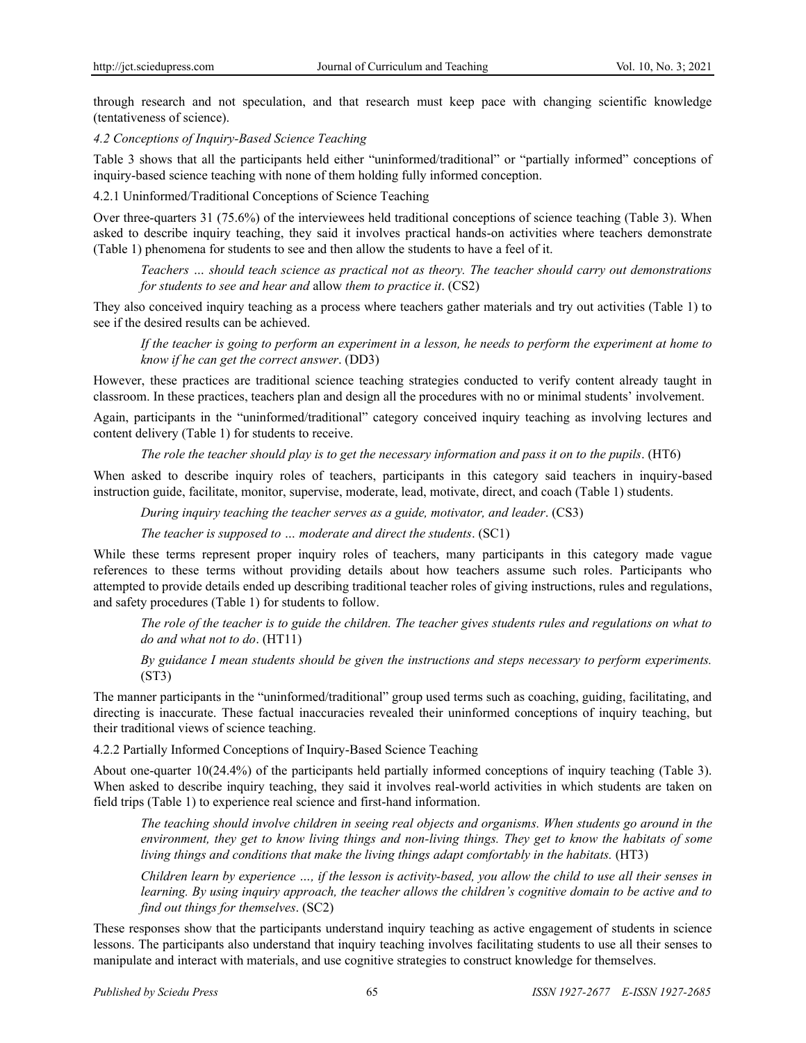through research and not speculation, and that research must keep pace with changing scientific knowledge (tentativeness of science).

### *4.2 Conceptions of Inquiry-Based Science Teaching*

Table 3 shows that all the participants held either "uninformed/traditional" or "partially informed" conceptions of inquiry-based science teaching with none of them holding fully informed conception.

#### 4.2.1 Uninformed/Traditional Conceptions of Science Teaching

Over three-quarters 31 (75.6%) of the interviewees held traditional conceptions of science teaching (Table 3). When asked to describe inquiry teaching, they said it involves practical hands-on activities where teachers demonstrate (Table 1) phenomena for students to see and then allow the students to have a feel of it.

> *Teachers … should teach science as practical not as theory. The teacher should carry out demonstrations for students to see and hear and* allow *them to practice it*. (CS2)

They also conceived inquiry teaching as a process where teachers gather materials and try out activities (Table 1) to see if the desired results can be achieved.

> *If the teacher is going to perform an experiment in a lesson, he needs to perform the experiment at home to know if he can get the correct answer*. (DD3)

However, these practices are traditional science teaching strategies conducted to verify content already taught in classroom. In these practices, teachers plan and design all the procedures with no or minimal students' involvement.

Again, participants in the "uninformed/traditional" category conceived inquiry teaching as involving lectures and content delivery (Table 1) for students to receive.

> *The role the teacher should play is to get the necessary information and pass it on to the pupils*. (HT6)

When asked to describe inquiry roles of teachers, participants in this category said teachers in inquiry-based instruction guide, facilitate, monitor, supervise, moderate, lead, motivate, direct, and coach (Table 1) students.

> *During inquiry teaching the teacher serves as a guide, motivator, and leader*. (CS3)
>
> *The teacher is supposed to … moderate and direct the students*. (SC1)

While these terms represent proper inquiry roles of teachers, many participants in this category made vague references to these terms without providing details about how teachers assume such roles. Participants who attempted to provide details ended up describing traditional teacher roles of giving instructions, rules and regulations, and safety procedures (Table 1) for students to follow.

> *The role of the teacher is to guide the children. The teacher gives students rules and regulations on what to do and what not to do*. (HT11)
>
> *By guidance I mean students should be given the instructions and steps necessary to perform experiments.* (ST3)

The manner participants in the "uninformed/traditional" group used terms such as coaching, guiding, facilitating, and directing is inaccurate. These factual inaccuracies revealed their uninformed conceptions of inquiry teaching, but their traditional views of science teaching.

#### 4.2.2 Partially Informed Conceptions of Inquiry-Based Science Teaching

About one-quarter 10(24.4%) of the participants held partially informed conceptions of inquiry teaching (Table 3). When asked to describe inquiry teaching, they said it involves real-world activities in which students are taken on field trips (Table 1) to experience real science and first-hand information.

> *The teaching should involve children in seeing real objects and organisms. When students go around in the environment, they get to know living things and non-living things. They get to know the habitats of some living things and conditions that make the living things adapt comfortably in the habitats.* (HT3)
>
> *Children learn by experience …, if the lesson is activity-based, you allow the child to use all their senses in learning. By using inquiry approach, the teacher allows the children's cognitive domain to be active and to find out things for themselves*. (SC2)

These responses show that the participants understand inquiry teaching as active engagement of students in science lessons. The participants also understand that inquiry teaching involves facilitating students to use all their senses to manipulate and interact with materials, and use cognitive strategies to construct knowledge for themselves.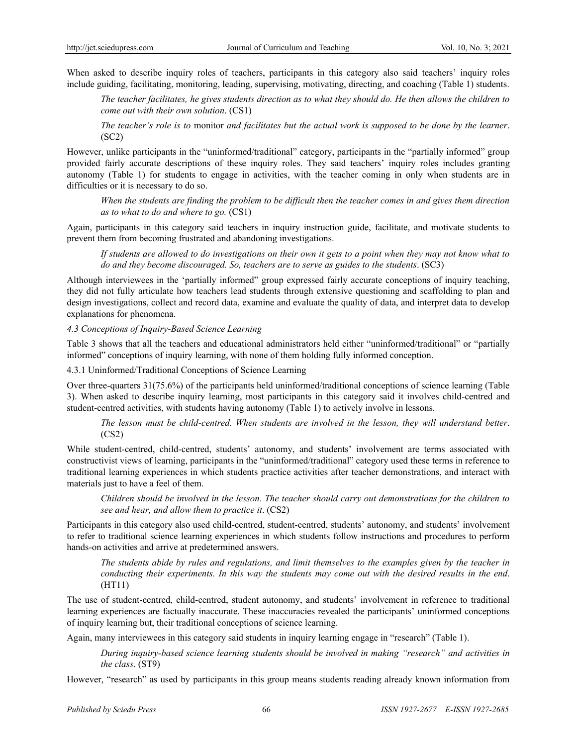When asked to describe inquiry roles of teachers, participants in this category also said teachers' inquiry roles include guiding, facilitating, monitoring, leading, supervising, motivating, directing, and coaching (Table 1) students.

> *The teacher facilitates, he gives students direction as to what they should do. He then allows the children to come out with their own solution*. (CS1)

> *The teacher's role is to* monitor *and facilitates but the actual work is supposed to be done by the learner*. (SC2)

However, unlike participants in the "uninformed/traditional" category, participants in the "partially informed" group provided fairly accurate descriptions of these inquiry roles. They said teachers' inquiry roles includes granting autonomy (Table 1) for students to engage in activities, with the teacher coming in only when students are in difficulties or it is necessary to do so.

> *When the students are finding the problem to be difficult then the teacher comes in and gives them direction as to what to do and where to go.* (CS1)

Again, participants in this category said teachers in inquiry instruction guide, facilitate, and motivate students to prevent them from becoming frustrated and abandoning investigations.

> *If students are allowed to do investigations on their own it gets to a point when they may not know what to do and they become discouraged. So, teachers are to serve as guides to the students*. (SC3)

Although interviewees in the 'partially informed" group expressed fairly accurate conceptions of inquiry teaching, they did not fully articulate how teachers lead students through extensive questioning and scaffolding to plan and design investigations, collect and record data, examine and evaluate the quality of data, and interpret data to develop explanations for phenomena.

### *4.3 Conceptions of Inquiry-Based Science Learning*

Table 3 shows that all the teachers and educational administrators held either "uninformed/traditional" or "partially informed" conceptions of inquiry learning, with none of them holding fully informed conception.

#### 4.3.1 Uninformed/Traditional Conceptions of Science Learning

Over three-quarters 31(75.6%) of the participants held uninformed/traditional conceptions of science learning (Table 3). When asked to describe inquiry learning, most participants in this category said it involves child-centred and student-centred activities, with students having autonomy (Table 1) to actively involve in lessons.

> *The lesson must be child-centred. When students are involved in the lesson, they will understand better*. (CS2)

While student-centred, child-centred, students' autonomy, and students' involvement are terms associated with constructivist views of learning, participants in the "uninformed/traditional" category used these terms in reference to traditional learning experiences in which students practice activities after teacher demonstrations, and interact with materials just to have a feel of them.

> *Children should be involved in the lesson. The teacher should carry out demonstrations for the children to see and hear, and allow them to practice it*. (CS2)

Participants in this category also used child-centred, student-centred, students' autonomy, and students' involvement to refer to traditional science learning experiences in which students follow instructions and procedures to perform hands-on activities and arrive at predetermined answers.

> *The students abide by rules and regulations, and limit themselves to the examples given by the teacher in conducting their experiments. In this way the students may come out with the desired results in the end*. (HT11)

The use of student-centred, child-centred, student autonomy, and students' involvement in reference to traditional learning experiences are factually inaccurate. These inaccuracies revealed the participants' uninformed conceptions of inquiry learning but, their traditional conceptions of science learning.

Again, many interviewees in this category said students in inquiry learning engage in "research" (Table 1).

> *During inquiry-based science learning students should be involved in making "research" and activities in the class*. (ST9)

However, "research" as used by participants in this group means students reading already known information from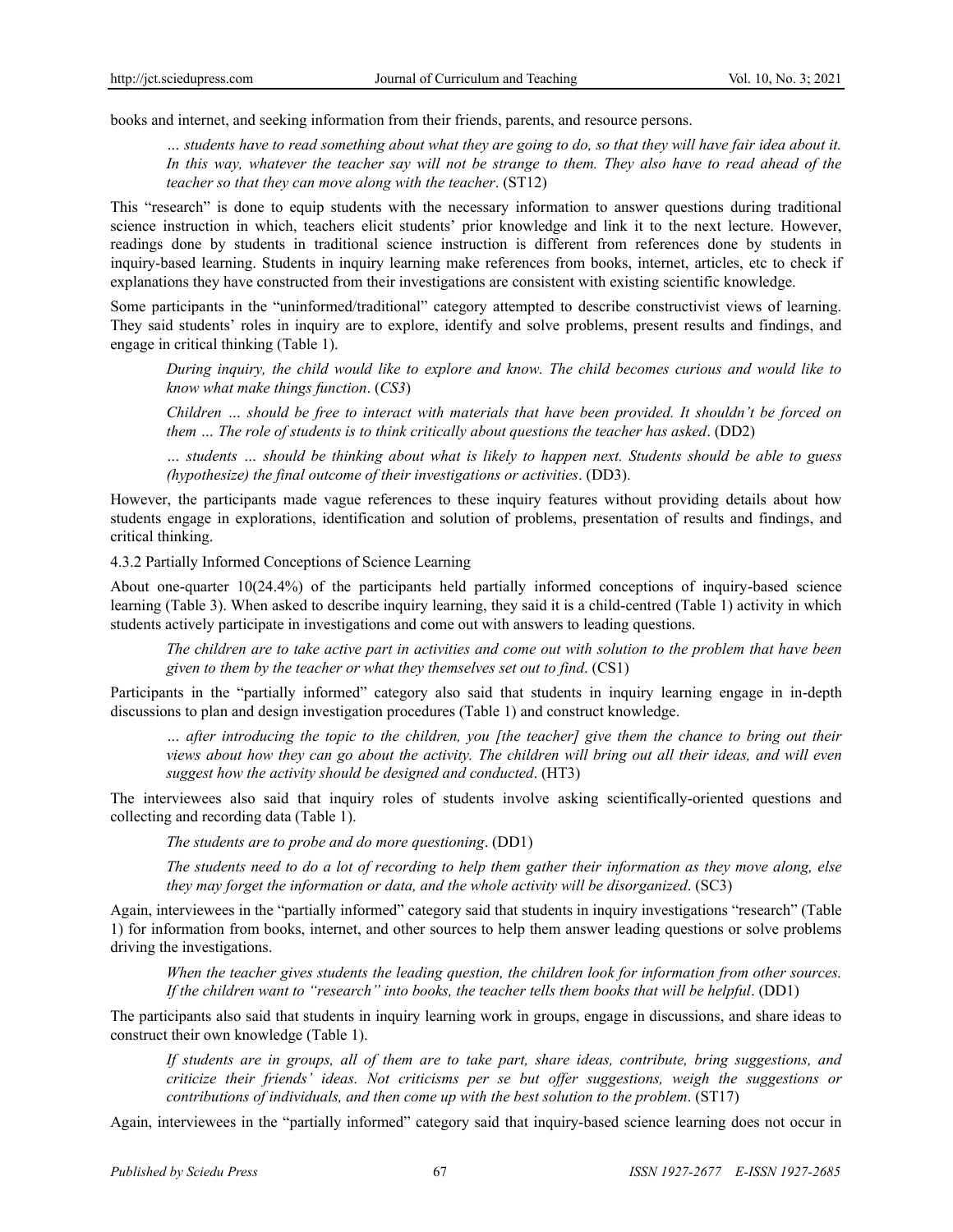books and internet, and seeking information from their friends, parents, and resource persons.

> *… students have to read something about what they are going to do, so that they will have fair idea about it. In this way, whatever the teacher say will not be strange to them. They also have to read ahead of the teacher so that they can move along with the teacher*. (ST12)

This "research" is done to equip students with the necessary information to answer questions during traditional science instruction in which, teachers elicit students' prior knowledge and link it to the next lecture. However, readings done by students in traditional science instruction is different from references done by students in inquiry-based learning. Students in inquiry learning make references from books, internet, articles, etc to check if explanations they have constructed from their investigations are consistent with existing scientific knowledge.

Some participants in the "uninformed/traditional" category attempted to describe constructivist views of learning. They said students' roles in inquiry are to explore, identify and solve problems, present results and findings, and engage in critical thinking (Table 1).

> *During inquiry, the child would like to explore and know. The child becomes curious and would like to know what make things function*. (*CS3*)

> *Children … should be free to interact with materials that have been provided. It shouldn't be forced on them … The role of students is to think critically about questions the teacher has asked*. (DD2)

> *… students … should be thinking about what is likely to happen next. Students should be able to guess (hypothesize) the final outcome of their investigations or activities*. (DD3).

However, the participants made vague references to these inquiry features without providing details about how students engage in explorations, identification and solution of problems, presentation of results and findings, and critical thinking.

#### 4.3.2 Partially Informed Conceptions of Science Learning

About one-quarter 10(24.4%) of the participants held partially informed conceptions of inquiry-based science learning (Table 3). When asked to describe inquiry learning, they said it is a child-centred (Table 1) activity in which students actively participate in investigations and come out with answers to leading questions.

> *The children are to take active part in activities and come out with solution to the problem that have been given to them by the teacher or what they themselves set out to find*. (CS1)

Participants in the "partially informed" category also said that students in inquiry learning engage in in-depth discussions to plan and design investigation procedures (Table 1) and construct knowledge.

> *… after introducing the topic to the children, you [the teacher] give them the chance to bring out their views about how they can go about the activity. The children will bring out all their ideas, and will even suggest how the activity should be designed and conducted*. (HT3)

The interviewees also said that inquiry roles of students involve asking scientifically-oriented questions and collecting and recording data (Table 1).

> *The students are to probe and do more questioning*. (DD1)

> *The students need to do a lot of recording to help them gather their information as they move along, else they may forget the information or data, and the whole activity will be disorganized*. (SC3)

Again, interviewees in the "partially informed" category said that students in inquiry investigations "research" (Table 1) for information from books, internet, and other sources to help them answer leading questions or solve problems driving the investigations.

> *When the teacher gives students the leading question, the children look for information from other sources. If the children want to "research" into books, the teacher tells them books that will be helpful*. (DD1)

The participants also said that students in inquiry learning work in groups, engage in discussions, and share ideas to construct their own knowledge (Table 1).

> *If students are in groups, all of them are to take part, share ideas, contribute, bring suggestions, and criticize their friends' ideas. Not criticisms per se but offer suggestions, weigh the suggestions or contributions of individuals, and then come up with the best solution to the problem*. (ST17)

Again, interviewees in the "partially informed" category said that inquiry-based science learning does not occur in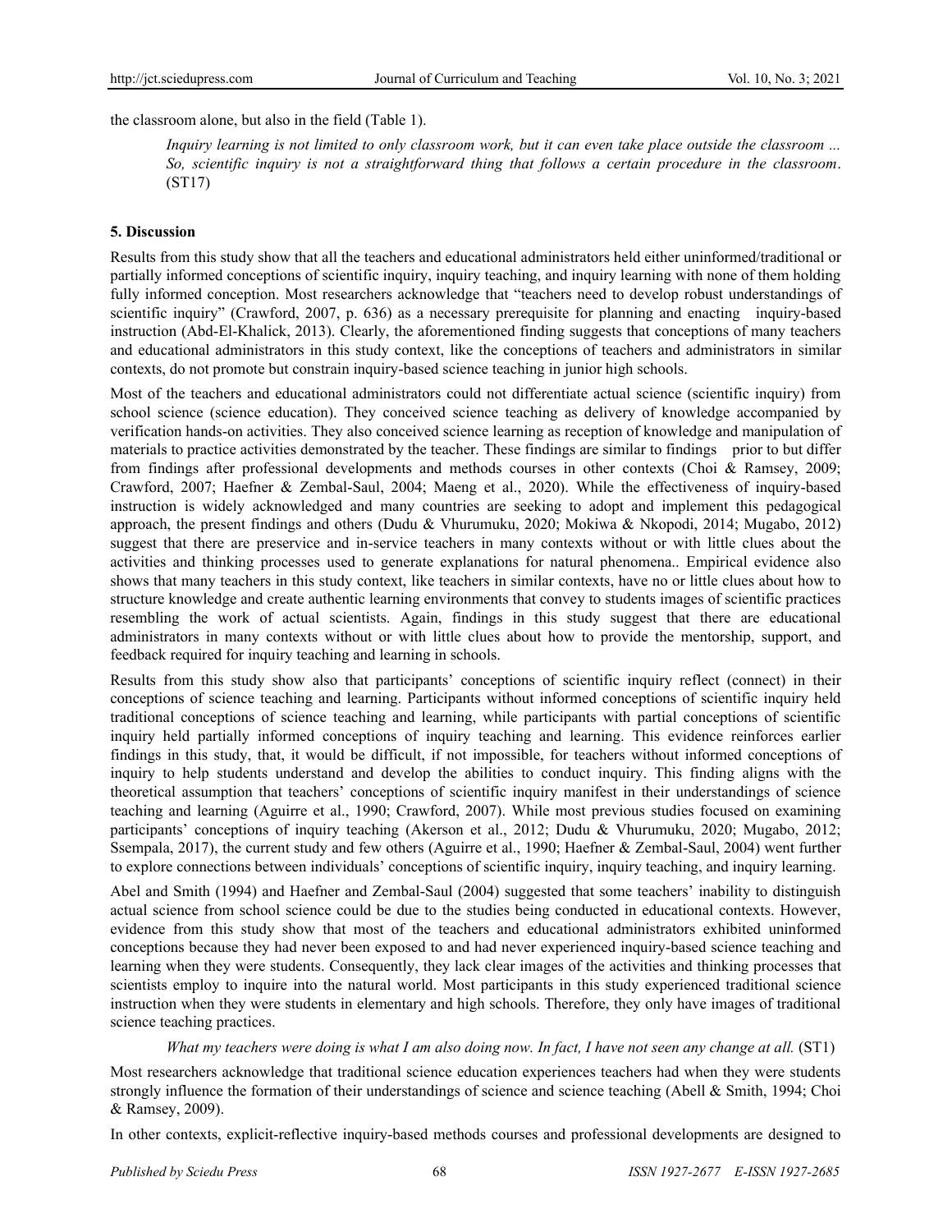the classroom alone, but also in the field (Table 1).

> *Inquiry learning is not limited to only classroom work, but it can even take place outside the classroom ... So, scientific inquiry is not a straightforward thing that follows a certain procedure in the classroom*. (ST17)

## 5. Discussion

Results from this study show that all the teachers and educational administrators held either uninformed/traditional or partially informed conceptions of scientific inquiry, inquiry teaching, and inquiry learning with none of them holding fully informed conception. Most researchers acknowledge that "teachers need to develop robust understandings of scientific inquiry" (Crawford, 2007, p. 636) as a necessary prerequisite for planning and enacting inquiry-based instruction (Abd-El-Khalick, 2013). Clearly, the aforementioned finding suggests that conceptions of many teachers and educational administrators in this study context, like the conceptions of teachers and administrators in similar contexts, do not promote but constrain inquiry-based science teaching in junior high schools.

Most of the teachers and educational administrators could not differentiate actual science (scientific inquiry) from school science (science education). They conceived science teaching as delivery of knowledge accompanied by verification hands-on activities. They also conceived science learning as reception of knowledge and manipulation of materials to practice activities demonstrated by the teacher. These findings are similar to findings prior to but differ from findings after professional developments and methods courses in other contexts (Choi & Ramsey, 2009; Crawford, 2007; Haefner & Zembal-Saul, 2004; Maeng et al., 2020). While the effectiveness of inquiry-based instruction is widely acknowledged and many countries are seeking to adopt and implement this pedagogical approach, the present findings and others (Dudu & Vhurumuku, 2020; Mokiwa & Nkopodi, 2014; Mugabo, 2012) suggest that there are preservice and in-service teachers in many contexts without or with little clues about the activities and thinking processes used to generate explanations for natural phenomena.. Empirical evidence also shows that many teachers in this study context, like teachers in similar contexts, have no or little clues about how to structure knowledge and create authentic learning environments that convey to students images of scientific practices resembling the work of actual scientists. Again, findings in this study suggest that there are educational administrators in many contexts without or with little clues about how to provide the mentorship, support, and feedback required for inquiry teaching and learning in schools.

Results from this study show also that participants' conceptions of scientific inquiry reflect (connect) in their conceptions of science teaching and learning. Participants without informed conceptions of scientific inquiry held traditional conceptions of science teaching and learning, while participants with partial conceptions of scientific inquiry held partially informed conceptions of inquiry teaching and learning. This evidence reinforces earlier findings in this study, that, it would be difficult, if not impossible, for teachers without informed conceptions of inquiry to help students understand and develop the abilities to conduct inquiry. This finding aligns with the theoretical assumption that teachers' conceptions of scientific inquiry manifest in their understandings of science teaching and learning (Aguirre et al., 1990; Crawford, 2007). While most previous studies focused on examining participants' conceptions of inquiry teaching (Akerson et al., 2012; Dudu & Vhurumuku, 2020; Mugabo, 2012; Ssempala, 2017), the current study and few others (Aguirre et al., 1990; Haefner & Zembal-Saul, 2004) went further to explore connections between individuals' conceptions of scientific inquiry, inquiry teaching, and inquiry learning.

Abel and Smith (1994) and Haefner and Zembal-Saul (2004) suggested that some teachers' inability to distinguish actual science from school science could be due to the studies being conducted in educational contexts. However, evidence from this study show that most of the teachers and educational administrators exhibited uninformed conceptions because they had never been exposed to and had never experienced inquiry-based science teaching and learning when they were students. Consequently, they lack clear images of the activities and thinking processes that scientists employ to inquire into the natural world. Most participants in this study experienced traditional science instruction when they were students in elementary and high schools. Therefore, they only have images of traditional science teaching practices.

> *What my teachers were doing is what I am also doing now. In fact, I have not seen any change at all.* (ST1)

Most researchers acknowledge that traditional science education experiences teachers had when they were students strongly influence the formation of their understandings of science and science teaching (Abell & Smith, 1994; Choi & Ramsey, 2009).

In other contexts, explicit-reflective inquiry-based methods courses and professional developments are designed to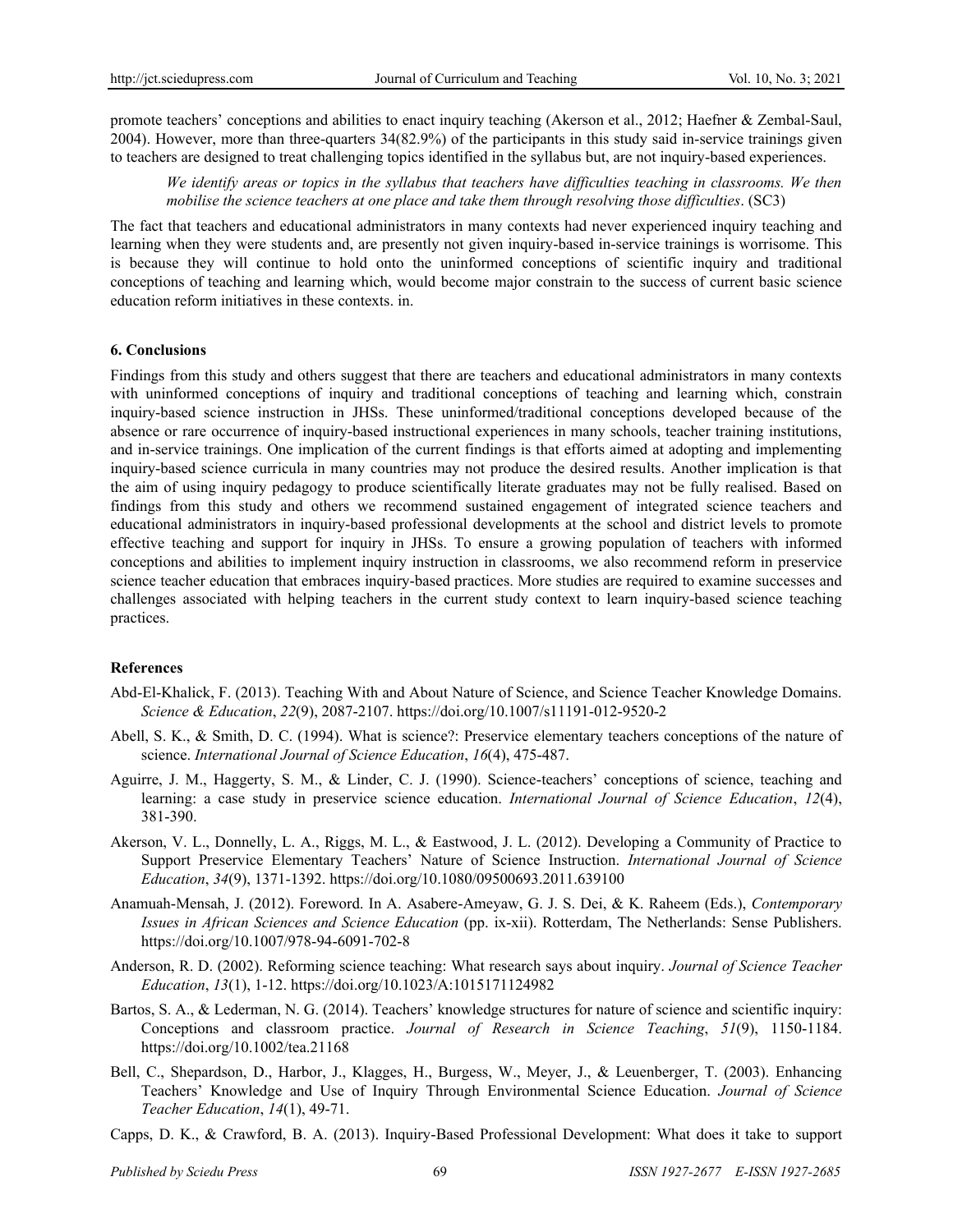promote teachers' conceptions and abilities to enact inquiry teaching (Akerson et al., 2012; Haefner & Zembal-Saul, 2004). However, more than three-quarters 34(82.9%) of the participants in this study said in-service trainings given to teachers are designed to treat challenging topics identified in the syllabus but, are not inquiry-based experiences.

> *We identify areas or topics in the syllabus that teachers have difficulties teaching in classrooms. We then mobilise the science teachers at one place and take them through resolving those difficulties*. (SC3)

The fact that teachers and educational administrators in many contexts had never experienced inquiry teaching and learning when they were students and, are presently not given inquiry-based in-service trainings is worrisome. This is because they will continue to hold onto the uninformed conceptions of scientific inquiry and traditional conceptions of teaching and learning which, would become major constrain to the success of current basic science education reform initiatives in these contexts. in.

## 6. Conclusions

Findings from this study and others suggest that there are teachers and educational administrators in many contexts with uninformed conceptions of inquiry and traditional conceptions of teaching and learning which, constrain inquiry-based science instruction in JHSs. These uninformed/traditional conceptions developed because of the absence or rare occurrence of inquiry-based instructional experiences in many schools, teacher training institutions, and in-service trainings. One implication of the current findings is that efforts aimed at adopting and implementing inquiry-based science curricula in many countries may not produce the desired results. Another implication is that the aim of using inquiry pedagogy to produce scientifically literate graduates may not be fully realised. Based on findings from this study and others we recommend sustained engagement of integrated science teachers and educational administrators in inquiry-based professional developments at the school and district levels to promote effective teaching and support for inquiry in JHSs. To ensure a growing population of teachers with informed conceptions and abilities to implement inquiry instruction in classrooms, we also recommend reform in preservice science teacher education that embraces inquiry-based practices. More studies are required to examine successes and challenges associated with helping teachers in the current study context to learn inquiry-based science teaching practices.

## References

Abd-El-Khalick, F. (2013). Teaching With and About Nature of Science, and Science Teacher Knowledge Domains. *Science & Education*, *22*(9), 2087-2107. https://doi.org/10.1007/s11191-012-9520-2

Abell, S. K., & Smith, D. C. (1994). What is science?: Preservice elementary teachers conceptions of the nature of science. *International Journal of Science Education*, *16*(4), 475-487.

Aguirre, J. M., Haggerty, S. M., & Linder, C. J. (1990). Science-teachers' conceptions of science, teaching and learning: a case study in preservice science education. *International Journal of Science Education*, *12*(4), 381-390.

Akerson, V. L., Donnelly, L. A., Riggs, M. L., & Eastwood, J. L. (2012). Developing a Community of Practice to Support Preservice Elementary Teachers' Nature of Science Instruction. *International Journal of Science Education*, *34*(9), 1371-1392. https://doi.org/10.1080/09500693.2011.639100

Anamuah-Mensah, J. (2012). Foreword. In A. Asabere-Ameyaw, G. J. S. Dei, & K. Raheem (Eds.), *Contemporary Issues in African Sciences and Science Education* (pp. ix-xii). Rotterdam, The Netherlands: Sense Publishers. https://doi.org/10.1007/978-94-6091-702-8

Anderson, R. D. (2002). Reforming science teaching: What research says about inquiry. *Journal of Science Teacher Education*, *13*(1), 1-12. https://doi.org/10.1023/A:1015171124982

Bartos, S. A., & Lederman, N. G. (2014). Teachers' knowledge structures for nature of science and scientific inquiry: Conceptions and classroom practice. *Journal of Research in Science Teaching*, *51*(9), 1150-1184. https://doi.org/10.1002/tea.21168

Bell, C., Shepardson, D., Harbor, J., Klagges, H., Burgess, W., Meyer, J., & Leuenberger, T. (2003). Enhancing Teachers' Knowledge and Use of Inquiry Through Environmental Science Education. *Journal of Science Teacher Education*, *14*(1), 49-71.

Capps, D. K., & Crawford, B. A. (2013). Inquiry-Based Professional Development: What does it take to support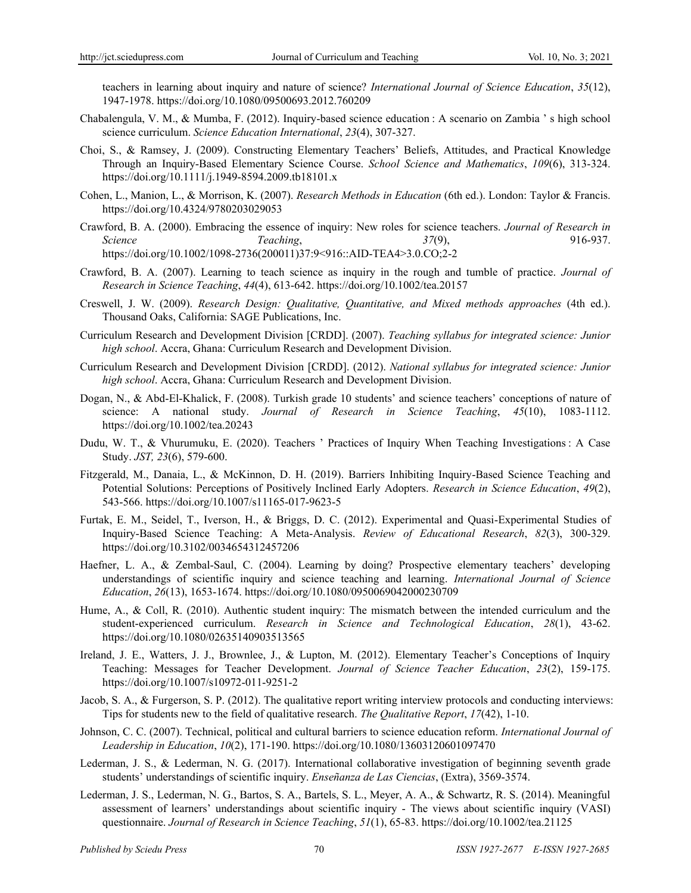teachers in learning about inquiry and nature of science? *International Journal of Science Education*, *35*(12), 1947-1978. https://doi.org/10.1080/09500693.2012.760209

Chabalengula, V. M., & Mumba, F. (2012). Inquiry-based science education : A scenario on Zambia ' s high school science curriculum. *Science Education International*, *23*(4), 307-327.

Choi, S., & Ramsey, J. (2009). Constructing Elementary Teachers' Beliefs, Attitudes, and Practical Knowledge Through an Inquiry-Based Elementary Science Course. *School Science and Mathematics*, *109*(6), 313-324. https://doi.org/10.1111/j.1949-8594.2009.tb18101.x

Cohen, L., Manion, L., & Morrison, K. (2007). *Research Methods in Education* (6th ed.). London: Taylor & Francis. https://doi.org/10.4324/9780203029053

Crawford, B. A. (2000). Embracing the essence of inquiry: New roles for science teachers. *Journal of Research in Science Teaching*, *37*(9), 916-937. https://doi.org/10.1002/1098-2736(200011)37:9<916::AID-TEA4>3.0.CO;2-2

Crawford, B. A. (2007). Learning to teach science as inquiry in the rough and tumble of practice. *Journal of Research in Science Teaching*, *44*(4), 613-642. https://doi.org/10.1002/tea.20157

Creswell, J. W. (2009). *Research Design: Qualitative, Quantitative, and Mixed methods approaches* (4th ed.). Thousand Oaks, California: SAGE Publications, Inc.

Curriculum Research and Development Division [CRDD]. (2007). *Teaching syllabus for integrated science: Junior high school*. Accra, Ghana: Curriculum Research and Development Division.

Curriculum Research and Development Division [CRDD]. (2012). *National syllabus for integrated science: Junior high school*. Accra, Ghana: Curriculum Research and Development Division.

Dogan, N., & Abd-El-Khalick, F. (2008). Turkish grade 10 students' and science teachers' conceptions of nature of science: A national study. *Journal of Research in Science Teaching*, *45*(10), 1083-1112. https://doi.org/10.1002/tea.20243

Dudu, W. T., & Vhurumuku, E. (2020). Teachers ' Practices of Inquiry When Teaching Investigations : A Case Study. *JST, 23*(6), 579-600.

Fitzgerald, M., Danaia, L., & McKinnon, D. H. (2019). Barriers Inhibiting Inquiry-Based Science Teaching and Potential Solutions: Perceptions of Positively Inclined Early Adopters. *Research in Science Education*, *49*(2), 543-566. https://doi.org/10.1007/s11165-017-9623-5

Furtak, E. M., Seidel, T., Iverson, H., & Briggs, D. C. (2012). Experimental and Quasi-Experimental Studies of Inquiry-Based Science Teaching: A Meta-Analysis. *Review of Educational Research*, *82*(3), 300-329. https://doi.org/10.3102/0034654312457206

Haefner, L. A., & Zembal-Saul, C. (2004). Learning by doing? Prospective elementary teachers' developing understandings of scientific inquiry and science teaching and learning. *International Journal of Science Education*, *26*(13), 1653-1674. https://doi.org/10.1080/0950069042000230709

Hume, A., & Coll, R. (2010). Authentic student inquiry: The mismatch between the intended curriculum and the student-experienced curriculum. *Research in Science and Technological Education*, *28*(1), 43-62. https://doi.org/10.1080/02635140903513565

Ireland, J. E., Watters, J. J., Brownlee, J., & Lupton, M. (2012). Elementary Teacher's Conceptions of Inquiry Teaching: Messages for Teacher Development. *Journal of Science Teacher Education*, *23*(2), 159-175. https://doi.org/10.1007/s10972-011-9251-2

Jacob, S. A., & Furgerson, S. P. (2012). The qualitative report writing interview protocols and conducting interviews: Tips for students new to the field of qualitative research. *The Qualitative Report*, *17*(42), 1-10.

Johnson, C. C. (2007). Technical, political and cultural barriers to science education reform. *International Journal of Leadership in Education*, *10*(2), 171-190. https://doi.org/10.1080/13603120601097470

Lederman, J. S., & Lederman, N. G. (2017). International collaborative investigation of beginning seventh grade students' understandings of scientific inquiry. *Enseñanza de Las Ciencias*, (Extra), 3569-3574.

Lederman, J. S., Lederman, N. G., Bartos, S. A., Bartels, S. L., Meyer, A. A., & Schwartz, R. S. (2014). Meaningful assessment of learners' understandings about scientific inquiry - The views about scientific inquiry (VASI) questionnaire. *Journal of Research in Science Teaching*, *51*(1), 65-83. https://doi.org/10.1002/tea.21125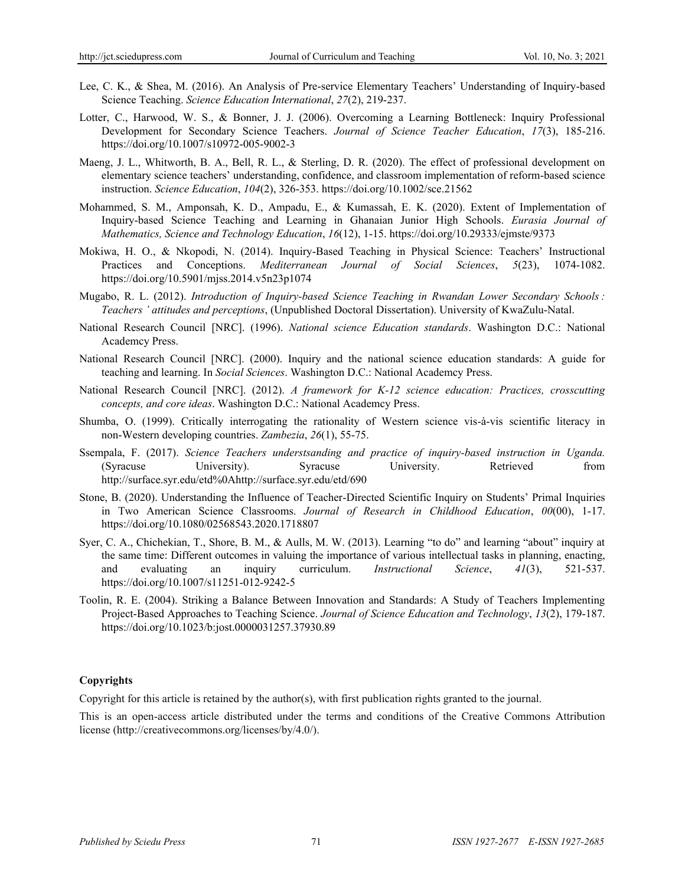Lee, C. K., & Shea, M. (2016). An Analysis of Pre-service Elementary Teachers' Understanding of Inquiry-based Science Teaching. *Science Education International*, *27*(2), 219-237.

Lotter, C., Harwood, W. S., & Bonner, J. J. (2006). Overcoming a Learning Bottleneck: Inquiry Professional Development for Secondary Science Teachers. *Journal of Science Teacher Education*, *17*(3), 185-216. https://doi.org/10.1007/s10972-005-9002-3

Maeng, J. L., Whitworth, B. A., Bell, R. L., & Sterling, D. R. (2020). The effect of professional development on elementary science teachers' understanding, confidence, and classroom implementation of reform-based science instruction. *Science Education*, *104*(2), 326-353. https://doi.org/10.1002/sce.21562

Mohammed, S. M., Amponsah, K. D., Ampadu, E., & Kumassah, E. K. (2020). Extent of Implementation of Inquiry-based Science Teaching and Learning in Ghanaian Junior High Schools. *Eurasia Journal of Mathematics, Science and Technology Education*, *16*(12), 1-15. https://doi.org/10.29333/ejmste/9373

Mokiwa, H. O., & Nkopodi, N. (2014). Inquiry-Based Teaching in Physical Science: Teachers' Instructional Practices and Conceptions. *Mediterranean Journal of Social Sciences*, *5*(23), 1074-1082. https://doi.org/10.5901/mjss.2014.v5n23p1074

Mugabo, R. L. (2012). *Introduction of Inquiry-based Science Teaching in Rwandan Lower Secondary Schools : Teachers ' attitudes and perceptions*, (Unpublished Doctoral Dissertation). University of KwaZulu-Natal.

National Research Council [NRC]. (1996). *National science Education standards*. Washington D.C.: National Academcy Press.

National Research Council [NRC]. (2000). Inquiry and the national science education standards: A guide for teaching and learning. In *Social Sciences*. Washington D.C.: National Academcy Press.

National Research Council [NRC]. (2012). *A framework for K-12 science education: Practices, crosscutting concepts, and core ideas*. Washington D.C.: National Academcy Press.

Shumba, O. (1999). Critically interrogating the rationality of Western science vis-à-vis scientific literacy in non-Western developing countries. *Zambezia*, *26*(1), 55-75.

Ssempala, F. (2017). *Science Teachers understsanding and practice of inquiry-based instruction in Uganda.* (Syracuse University). Syracuse University. Retrieved from http://surface.syr.edu/etd%0Ahttp://surface.syr.edu/etd/690

Stone, B. (2020). Understanding the Influence of Teacher-Directed Scientific Inquiry on Students' Primal Inquiries in Two American Science Classrooms. *Journal of Research in Childhood Education*, *00*(00), 1-17. https://doi.org/10.1080/02568543.2020.1718807

Syer, C. A., Chichekian, T., Shore, B. M., & Aulls, M. W. (2013). Learning "to do" and learning "about" inquiry at the same time: Different outcomes in valuing the importance of various intellectual tasks in planning, enacting, and evaluating an inquiry curriculum. *Instructional Science*, *41*(3), 521-537. https://doi.org/10.1007/s11251-012-9242-5

Toolin, R. E. (2004). Striking a Balance Between Innovation and Standards: A Study of Teachers Implementing Project-Based Approaches to Teaching Science. *Journal of Science Education and Technology*, *13*(2), 179-187. https://doi.org/10.1023/b:jost.0000031257.37930.89

### Copyrights

Copyright for this article is retained by the author(s), with first publication rights granted to the journal.

This is an open-access article distributed under the terms and conditions of the Creative Commons Attribution license (http://creativecommons.org/licenses/by/4.0/).